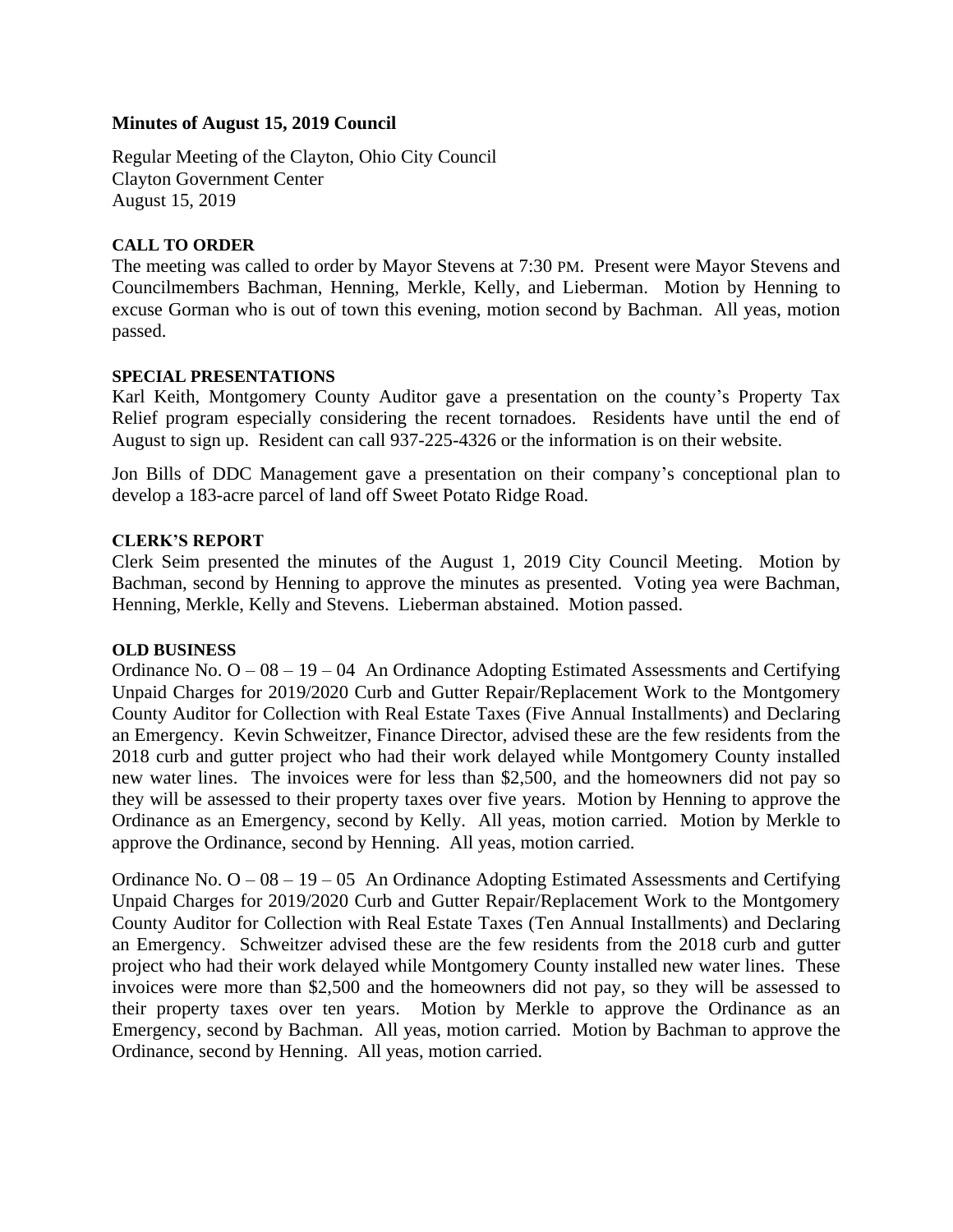**Minutes of August 15, 2019 Council**

Regular Meeting of the Clayton, Ohio City Council
Clayton Government Center
August 15, 2019

**CALL TO ORDER**

The meeting was called to order by Mayor Stevens at 7:30 PM. Present were Mayor Stevens and Councilmembers Bachman, Henning, Merkle, Kelly, and Lieberman. Motion by Henning to excuse Gorman who is out of town this evening, motion second by Bachman. All yeas, motion passed.

**SPECIAL PRESENTATIONS**

Karl Keith, Montgomery County Auditor gave a presentation on the county's Property Tax Relief program especially considering the recent tornadoes. Residents have until the end of August to sign up. Resident can call 937-225-4326 or the information is on their website.

Jon Bills of DDC Management gave a presentation on their company's conceptional plan to develop a 183-acre parcel of land off Sweet Potato Ridge Road.

**CLERK'S REPORT**

Clerk Seim presented the minutes of the August 1, 2019 City Council Meeting. Motion by Bachman, second by Henning to approve the minutes as presented. Voting yea were Bachman, Henning, Merkle, Kelly and Stevens. Lieberman abstained. Motion passed.

**OLD BUSINESS**

Ordinance No. O – 08 – 19 – 04 An Ordinance Adopting Estimated Assessments and Certifying Unpaid Charges for 2019/2020 Curb and Gutter Repair/Replacement Work to the Montgomery County Auditor for Collection with Real Estate Taxes (Five Annual Installments) and Declaring an Emergency. Kevin Schweitzer, Finance Director, advised these are the few residents from the 2018 curb and gutter project who had their work delayed while Montgomery County installed new water lines. The invoices were for less than $2,500, and the homeowners did not pay so they will be assessed to their property taxes over five years. Motion by Henning to approve the Ordinance as an Emergency, second by Kelly. All yeas, motion carried. Motion by Merkle to approve the Ordinance, second by Henning. All yeas, motion carried.

Ordinance No. O – 08 – 19 – 05 An Ordinance Adopting Estimated Assessments and Certifying Unpaid Charges for 2019/2020 Curb and Gutter Repair/Replacement Work to the Montgomery County Auditor for Collection with Real Estate Taxes (Ten Annual Installments) and Declaring an Emergency. Schweitzer advised these are the few residents from the 2018 curb and gutter project who had their work delayed while Montgomery County installed new water lines. These invoices were more than $2,500 and the homeowners did not pay, so they will be assessed to their property taxes over ten years. Motion by Merkle to approve the Ordinance as an Emergency, second by Bachman. All yeas, motion carried. Motion by Bachman to approve the Ordinance, second by Henning. All yeas, motion carried.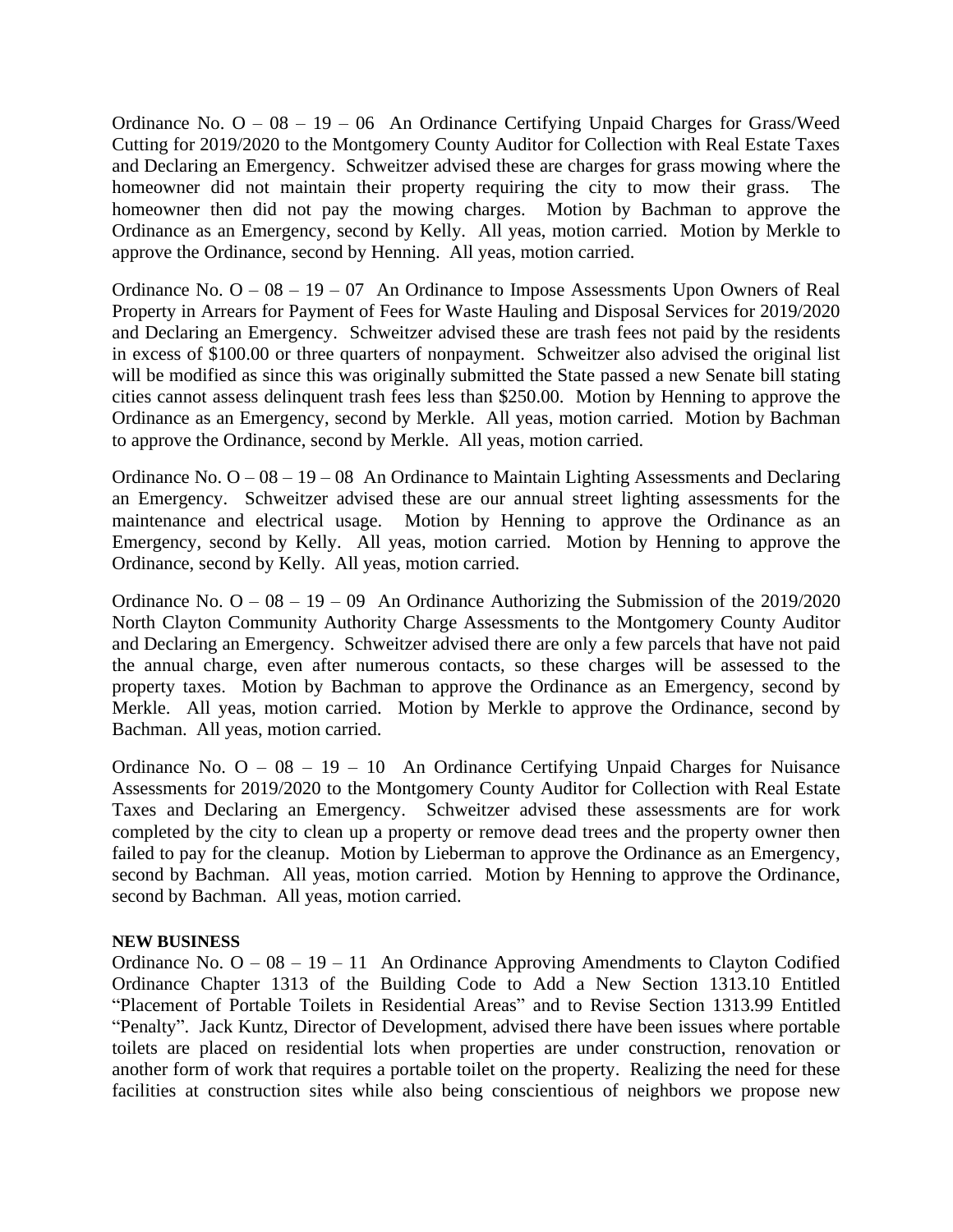Ordinance No. O – 08 – 19 – 06  An Ordinance Certifying Unpaid Charges for Grass/Weed Cutting for 2019/2020 to the Montgomery County Auditor for Collection with Real Estate Taxes and Declaring an Emergency.  Schweitzer advised these are charges for grass mowing where the homeowner did not maintain their property requiring the city to mow their grass.  The homeowner then did not pay the mowing charges.  Motion by Bachman to approve the Ordinance as an Emergency, second by Kelly.  All yeas, motion carried.  Motion by Merkle to approve the Ordinance, second by Henning.  All yeas, motion carried.

Ordinance No. O – 08 – 19 – 07  An Ordinance to Impose Assessments Upon Owners of Real Property in Arrears for Payment of Fees for Waste Hauling and Disposal Services for 2019/2020 and Declaring an Emergency.  Schweitzer advised these are trash fees not paid by the residents in excess of $100.00 or three quarters of nonpayment.  Schweitzer also advised the original list will be modified as since this was originally submitted the State passed a new Senate bill stating cities cannot assess delinquent trash fees less than $250.00.  Motion by Henning to approve the Ordinance as an Emergency, second by Merkle.  All yeas, motion carried.  Motion by Bachman to approve the Ordinance, second by Merkle.  All yeas, motion carried.

Ordinance No. O – 08 – 19 – 08  An Ordinance to Maintain Lighting Assessments and Declaring an Emergency.  Schweitzer advised these are our annual street lighting assessments for the maintenance and electrical usage.  Motion by Henning to approve the Ordinance as an Emergency, second by Kelly.  All yeas, motion carried.  Motion by Henning to approve the Ordinance, second by Kelly.  All yeas, motion carried.

Ordinance No. O – 08 – 19 – 09  An Ordinance Authorizing the Submission of the 2019/2020 North Clayton Community Authority Charge Assessments to the Montgomery County Auditor and Declaring an Emergency.  Schweitzer advised there are only a few parcels that have not paid the annual charge, even after numerous contacts, so these charges will be assessed to the property taxes.  Motion by Bachman to approve the Ordinance as an Emergency, second by Merkle.  All yeas, motion carried.  Motion by Merkle to approve the Ordinance, second by Bachman.  All yeas, motion carried.

Ordinance No. O – 08 – 19 – 10  An Ordinance Certifying Unpaid Charges for Nuisance Assessments for 2019/2020 to the Montgomery County Auditor for Collection with Real Estate Taxes and Declaring an Emergency.  Schweitzer advised these assessments are for work completed by the city to clean up a property or remove dead trees and the property owner then failed to pay for the cleanup.  Motion by Lieberman to approve the Ordinance as an Emergency, second by Bachman.  All yeas, motion carried.  Motion by Henning to approve the Ordinance, second by Bachman.  All yeas, motion carried.

**NEW BUSINESS**

Ordinance No. O – 08 – 19 – 11  An Ordinance Approving Amendments to Clayton Codified Ordinance Chapter 1313 of the Building Code to Add a New Section 1313.10 Entitled "Placement of Portable Toilets in Residential Areas" and to Revise Section 1313.99 Entitled "Penalty".  Jack Kuntz, Director of Development, advised there have been issues where portable toilets are placed on residential lots when properties are under construction, renovation or another form of work that requires a portable toilet on the property.  Realizing the need for these facilities at construction sites while also being conscientious of neighbors we propose new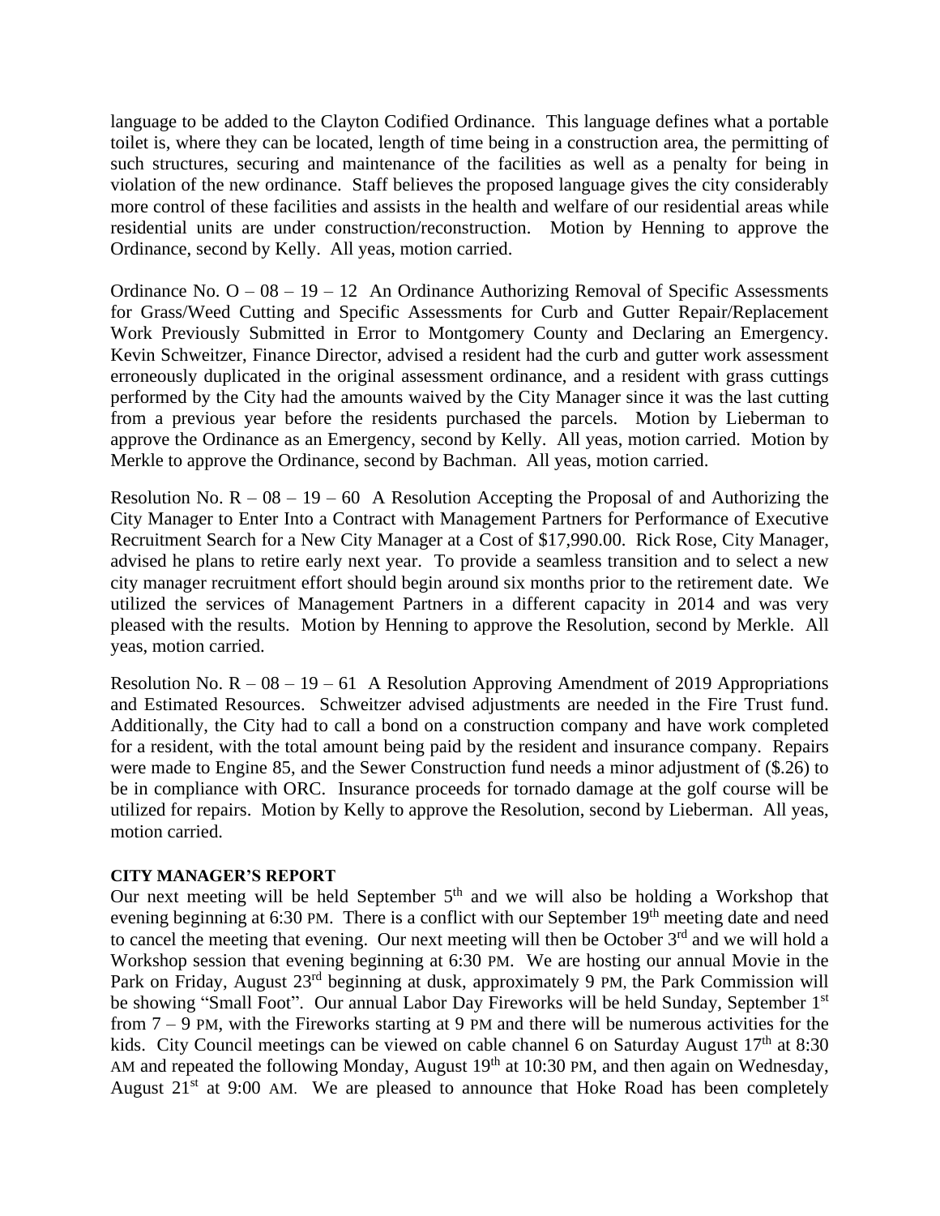language to be added to the Clayton Codified Ordinance. This language defines what a portable toilet is, where they can be located, length of time being in a construction area, the permitting of such structures, securing and maintenance of the facilities as well as a penalty for being in violation of the new ordinance. Staff believes the proposed language gives the city considerably more control of these facilities and assists in the health and welfare of our residential areas while residential units are under construction/reconstruction. Motion by Henning to approve the Ordinance, second by Kelly. All yeas, motion carried.

Ordinance No. O – 08 – 19 – 12 An Ordinance Authorizing Removal of Specific Assessments for Grass/Weed Cutting and Specific Assessments for Curb and Gutter Repair/Replacement Work Previously Submitted in Error to Montgomery County and Declaring an Emergency. Kevin Schweitzer, Finance Director, advised a resident had the curb and gutter work assessment erroneously duplicated in the original assessment ordinance, and a resident with grass cuttings performed by the City had the amounts waived by the City Manager since it was the last cutting from a previous year before the residents purchased the parcels. Motion by Lieberman to approve the Ordinance as an Emergency, second by Kelly. All yeas, motion carried. Motion by Merkle to approve the Ordinance, second by Bachman. All yeas, motion carried.

Resolution No. R – 08 – 19 – 60 A Resolution Accepting the Proposal of and Authorizing the City Manager to Enter Into a Contract with Management Partners for Performance of Executive Recruitment Search for a New City Manager at a Cost of $17,990.00. Rick Rose, City Manager, advised he plans to retire early next year. To provide a seamless transition and to select a new city manager recruitment effort should begin around six months prior to the retirement date. We utilized the services of Management Partners in a different capacity in 2014 and was very pleased with the results. Motion by Henning to approve the Resolution, second by Merkle. All yeas, motion carried.

Resolution No. R – 08 – 19 – 61 A Resolution Approving Amendment of 2019 Appropriations and Estimated Resources. Schweitzer advised adjustments are needed in the Fire Trust fund. Additionally, the City had to call a bond on a construction company and have work completed for a resident, with the total amount being paid by the resident and insurance company. Repairs were made to Engine 85, and the Sewer Construction fund needs a minor adjustment of ($.26) to be in compliance with ORC. Insurance proceeds for tornado damage at the golf course will be utilized for repairs. Motion by Kelly to approve the Resolution, second by Lieberman. All yeas, motion carried.

**CITY MANAGER'S REPORT**

Our next meeting will be held September 5th and we will also be holding a Workshop that evening beginning at 6:30 PM. There is a conflict with our September 19th meeting date and need to cancel the meeting that evening. Our next meeting will then be October 3rd and we will hold a Workshop session that evening beginning at 6:30 PM. We are hosting our annual Movie in the Park on Friday, August 23rd beginning at dusk, approximately 9 PM, the Park Commission will be showing "Small Foot". Our annual Labor Day Fireworks will be held Sunday, September 1st from 7 – 9 PM, with the Fireworks starting at 9 PM and there will be numerous activities for the kids. City Council meetings can be viewed on cable channel 6 on Saturday August 17th at 8:30 AM and repeated the following Monday, August 19th at 10:30 PM, and then again on Wednesday, August 21st at 9:00 AM. We are pleased to announce that Hoke Road has been completely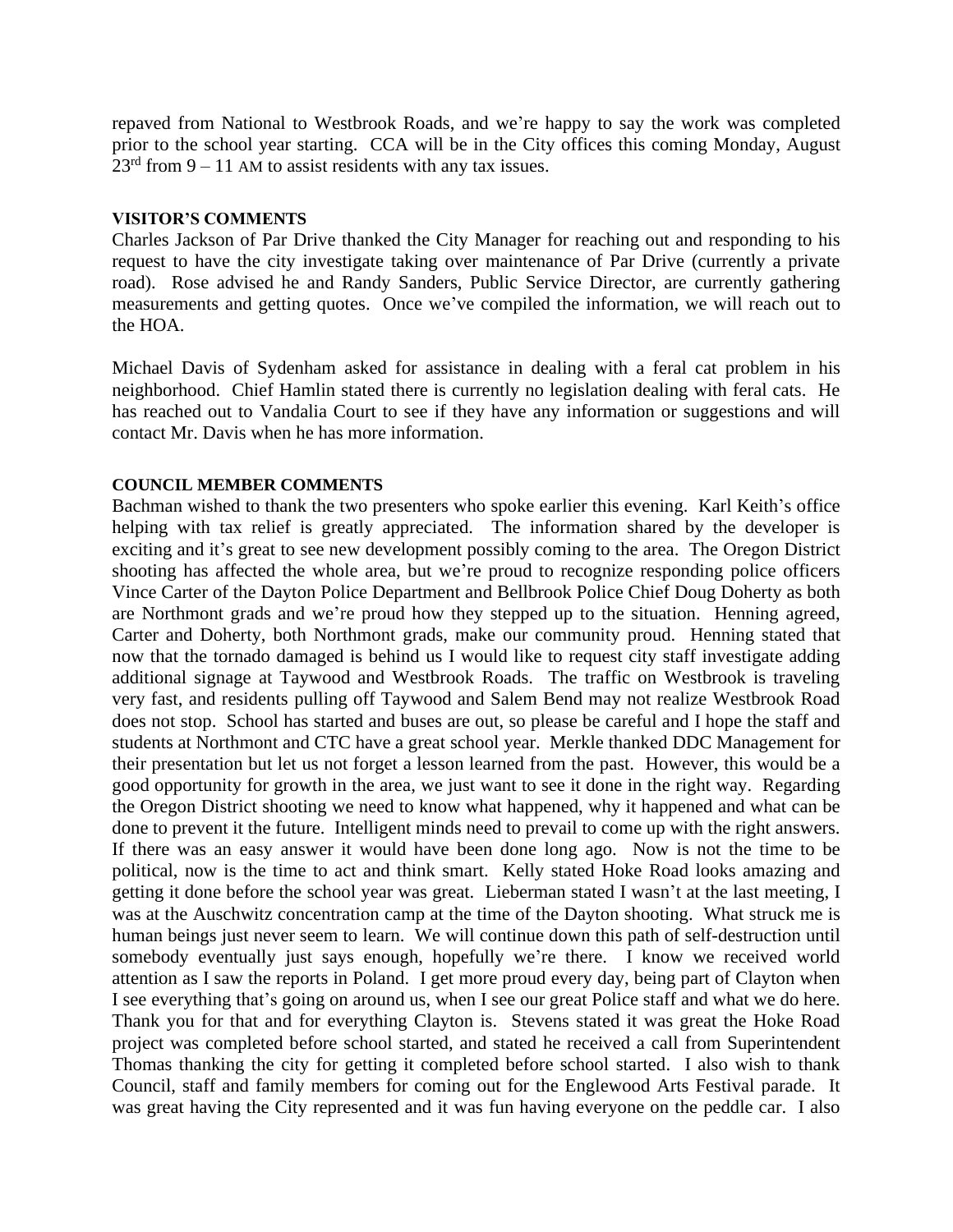repaved from National to Westbrook Roads, and we're happy to say the work was completed prior to the school year starting. CCA will be in the City offices this coming Monday, August 23rd from 9 – 11 AM to assist residents with any tax issues.

**VISITOR'S COMMENTS**

Charles Jackson of Par Drive thanked the City Manager for reaching out and responding to his request to have the city investigate taking over maintenance of Par Drive (currently a private road). Rose advised he and Randy Sanders, Public Service Director, are currently gathering measurements and getting quotes. Once we've compiled the information, we will reach out to the HOA.

Michael Davis of Sydenham asked for assistance in dealing with a feral cat problem in his neighborhood. Chief Hamlin stated there is currently no legislation dealing with feral cats. He has reached out to Vandalia Court to see if they have any information or suggestions and will contact Mr. Davis when he has more information.

**COUNCIL MEMBER COMMENTS**

Bachman wished to thank the two presenters who spoke earlier this evening. Karl Keith's office helping with tax relief is greatly appreciated. The information shared by the developer is exciting and it's great to see new development possibly coming to the area. The Oregon District shooting has affected the whole area, but we're proud to recognize responding police officers Vince Carter of the Dayton Police Department and Bellbrook Police Chief Doug Doherty as both are Northmont grads and we're proud how they stepped up to the situation. Henning agreed, Carter and Doherty, both Northmont grads, make our community proud. Henning stated that now that the tornado damaged is behind us I would like to request city staff investigate adding additional signage at Taywood and Westbrook Roads. The traffic on Westbrook is traveling very fast, and residents pulling off Taywood and Salem Bend may not realize Westbrook Road does not stop. School has started and buses are out, so please be careful and I hope the staff and students at Northmont and CTC have a great school year. Merkle thanked DDC Management for their presentation but let us not forget a lesson learned from the past. However, this would be a good opportunity for growth in the area, we just want to see it done in the right way. Regarding the Oregon District shooting we need to know what happened, why it happened and what can be done to prevent it the future. Intelligent minds need to prevail to come up with the right answers. If there was an easy answer it would have been done long ago. Now is not the time to be political, now is the time to act and think smart. Kelly stated Hoke Road looks amazing and getting it done before the school year was great. Lieberman stated I wasn't at the last meeting, I was at the Auschwitz concentration camp at the time of the Dayton shooting. What struck me is human beings just never seem to learn. We will continue down this path of self-destruction until somebody eventually just says enough, hopefully we're there. I know we received world attention as I saw the reports in Poland. I get more proud every day, being part of Clayton when I see everything that's going on around us, when I see our great Police staff and what we do here. Thank you for that and for everything Clayton is. Stevens stated it was great the Hoke Road project was completed before school started, and stated he received a call from Superintendent Thomas thanking the city for getting it completed before school started. I also wish to thank Council, staff and family members for coming out for the Englewood Arts Festival parade. It was great having the City represented and it was fun having everyone on the peddle car. I also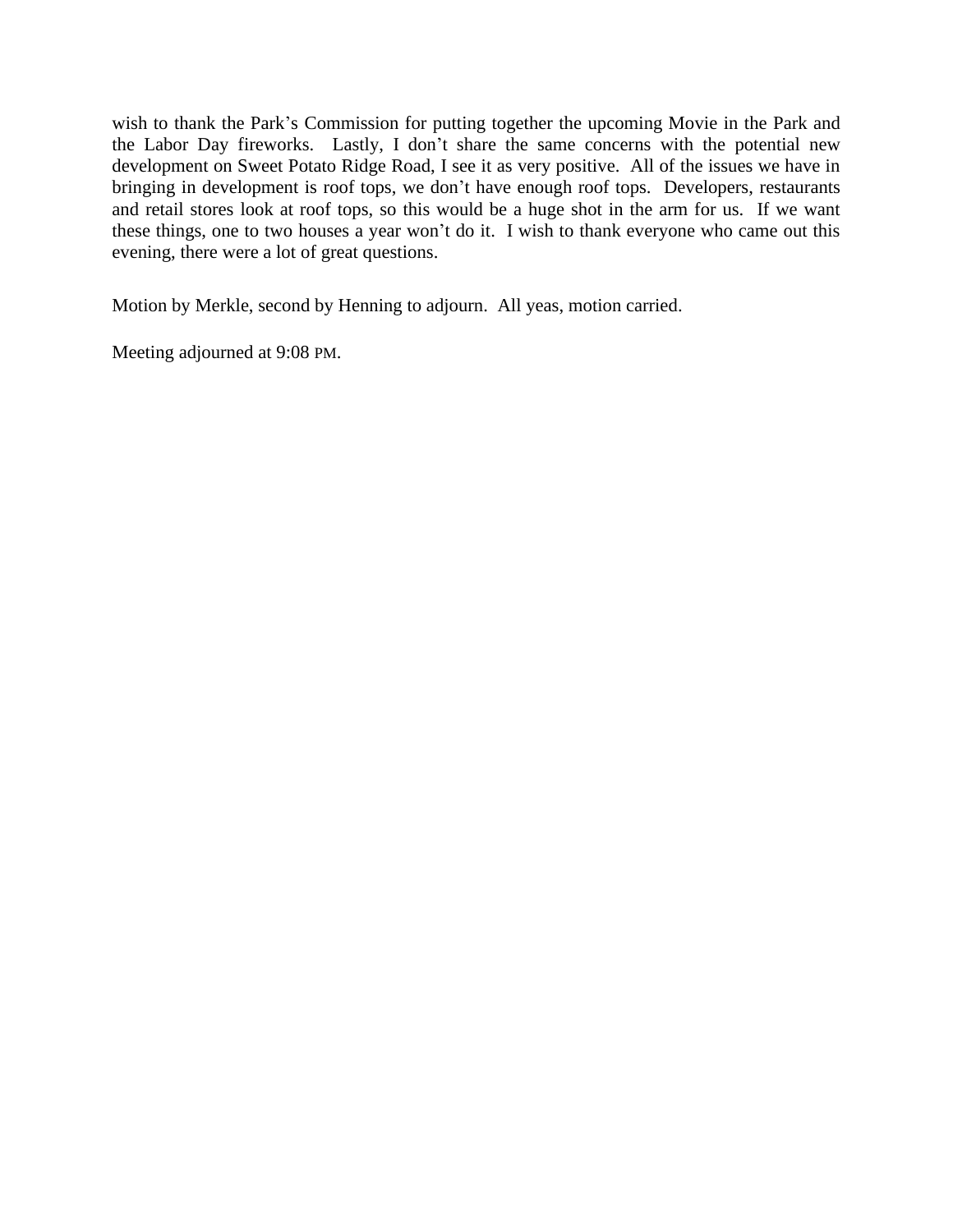wish to thank the Park's Commission for putting together the upcoming Movie in the Park and the Labor Day fireworks. Lastly, I don't share the same concerns with the potential new development on Sweet Potato Ridge Road, I see it as very positive. All of the issues we have in bringing in development is roof tops, we don't have enough roof tops. Developers, restaurants and retail stores look at roof tops, so this would be a huge shot in the arm for us. If we want these things, one to two houses a year won't do it. I wish to thank everyone who came out this evening, there were a lot of great questions.

Motion by Merkle, second by Henning to adjourn. All yeas, motion carried.

Meeting adjourned at 9:08 PM.